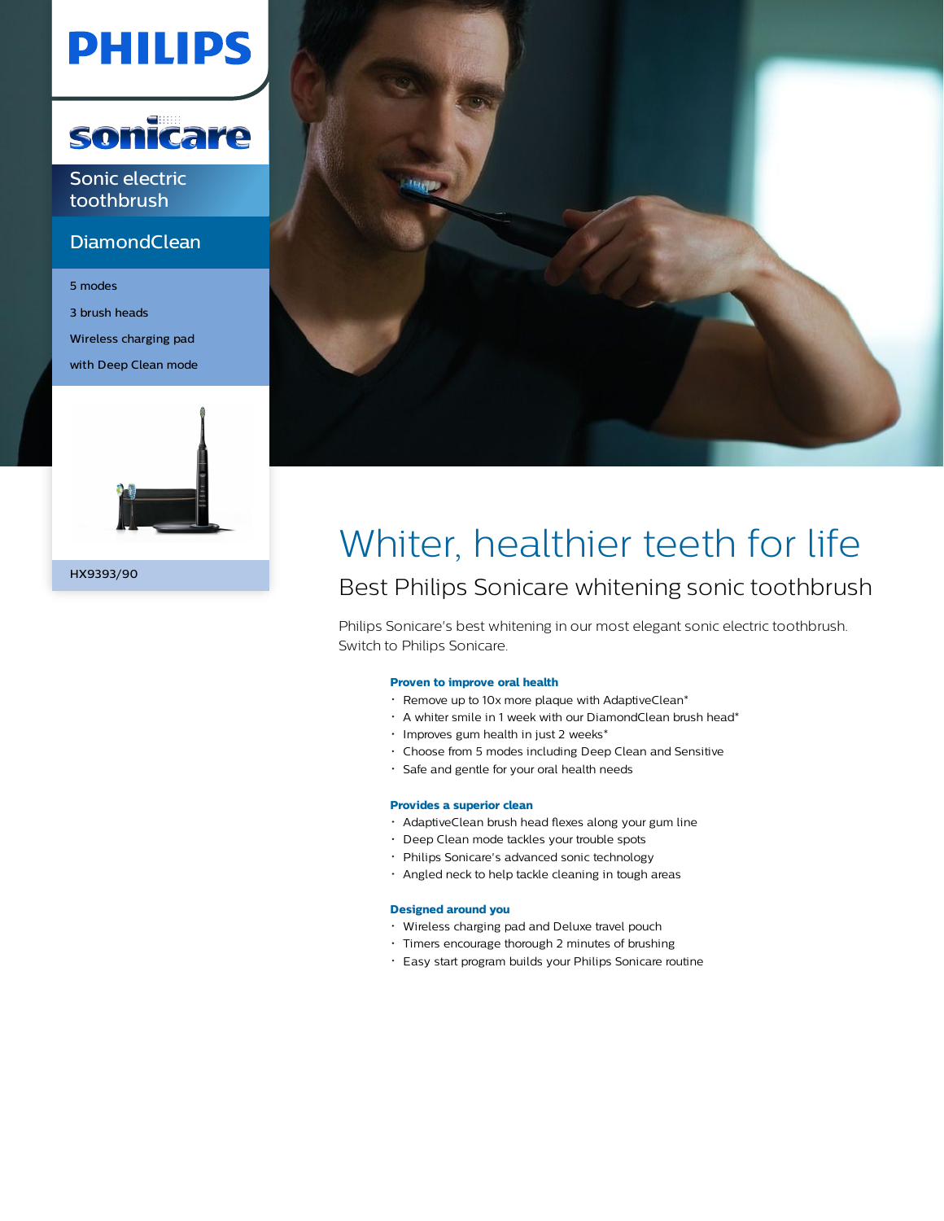PHILIPS

sonicare

Sonic electric toothbrush

DiamondClean

5 modes

3 brush heads

Wireless charging pad

with Deep Clean mode

HX9393/90

# Whiter, healthier teeth for life

## Best Philips Sonicare whitening sonic toothbrush

Philips Sonicare's best whitening in our most elegant sonic electric toothbrush. Switch to Philips Sonicare.

**Proven to improve oral health**

- Remove up to 10x more plaque with AdaptiveClean*
- A whiter smile in 1 week with our DiamondClean brush head*
- Improves gum health in just 2 weeks*
- Choose from 5 modes including Deep Clean and Sensitive
- Safe and gentle for your oral health needs

**Provides a superior clean**

- AdaptiveClean brush head flexes along your gum line
- Deep Clean mode tackles your trouble spots
- Philips Sonicare's advanced sonic technology
- Angled neck to help tackle cleaning in tough areas

**Designed around you**

- Wireless charging pad and Deluxe travel pouch
- Timers encourage thorough 2 minutes of brushing
- Easy start program builds your Philips Sonicare routine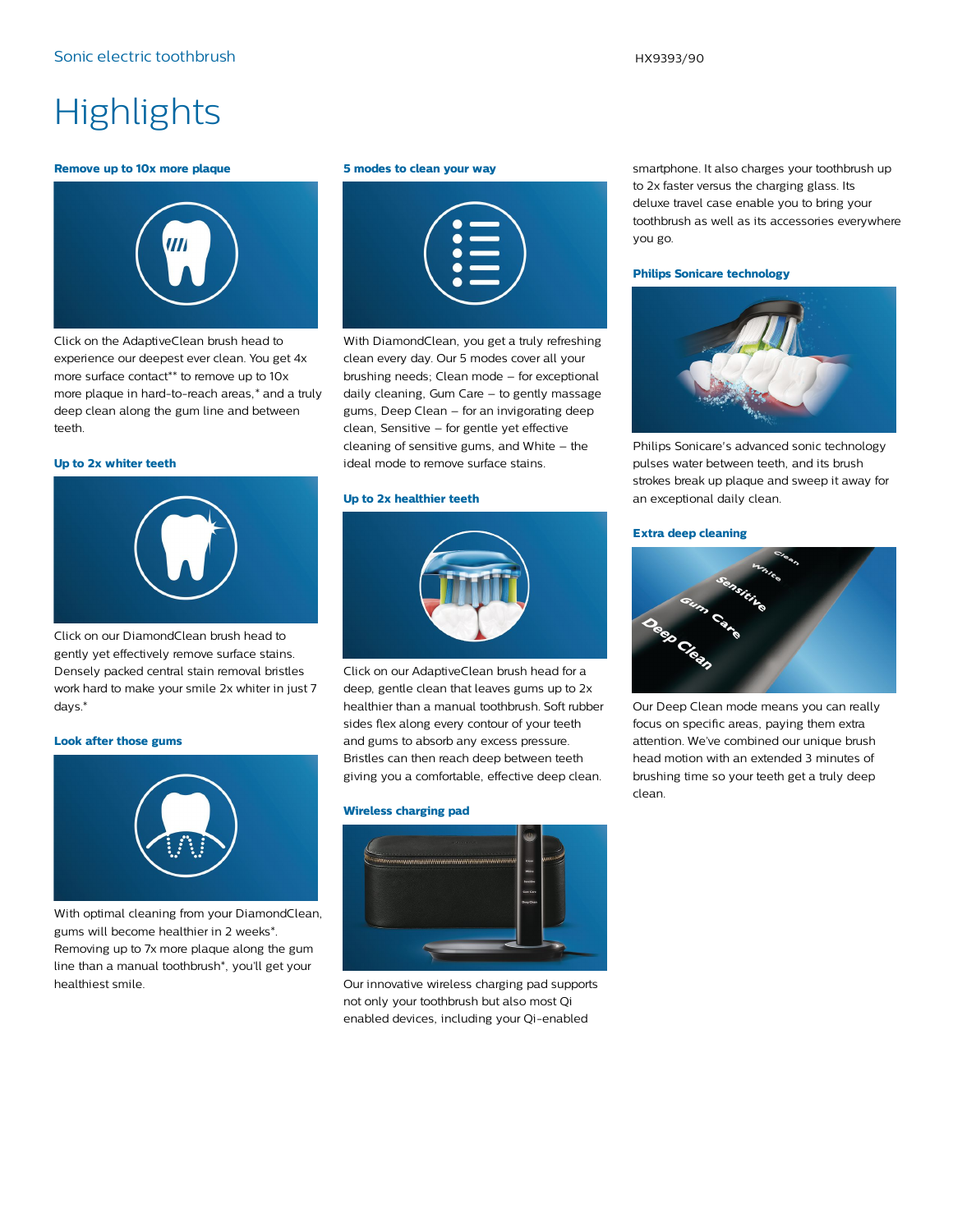# Highlights

### Remove up to 10x more plaque

Click on the AdaptiveClean brush head to experience our deepest ever clean. You get 4x more surface contact** to remove up to 10x more plaque in hard-to-reach areas,* and a truly deep clean along the gum line and between teeth.

### Up to 2x whiter teeth

Click on our DiamondClean brush head to gently yet effectively remove surface stains. Densely packed central stain removal bristles work hard to make your smile 2x whiter in just 7 days.*

### Look after those gums

With optimal cleaning from your DiamondClean, gums will become healthier in 2 weeks*. Removing up to 7x more plaque along the gum line than a manual toothbrush*, you'll get your healthiest smile.

### 5 modes to clean your way

With DiamondClean, you get a truly refreshing clean every day. Our 5 modes cover all your brushing needs; Clean mode – for exceptional daily cleaning, Gum Care – to gently massage gums, Deep Clean – for an invigorating deep clean, Sensitive – for gentle yet effective cleaning of sensitive gums, and White – the ideal mode to remove surface stains.

### Up to 2x healthier teeth

Click on our AdaptiveClean brush head for a deep, gentle clean that leaves gums up to 2x healthier than a manual toothbrush. Soft rubber sides flex along every contour of your teeth and gums to absorb any excess pressure. Bristles can then reach deep between teeth giving you a comfortable, effective deep clean.

### Wireless charging pad

Our innovative wireless charging pad supports not only your toothbrush but also most Qi enabled devices, including your Qi-enabled smartphone. It also charges your toothbrush up to 2x faster versus the charging glass. Its deluxe travel case enable you to bring your toothbrush as well as its accessories everywhere you go.

### Philips Sonicare technology

Philips Sonicare's advanced sonic technology pulses water between teeth, and its brush strokes break up plaque and sweep it away for an exceptional daily clean.

### Extra deep cleaning

Our Deep Clean mode means you can really focus on specific areas, paying them extra attention. We've combined our unique brush head motion with an extended 3 minutes of brushing time so your teeth get a truly deep clean.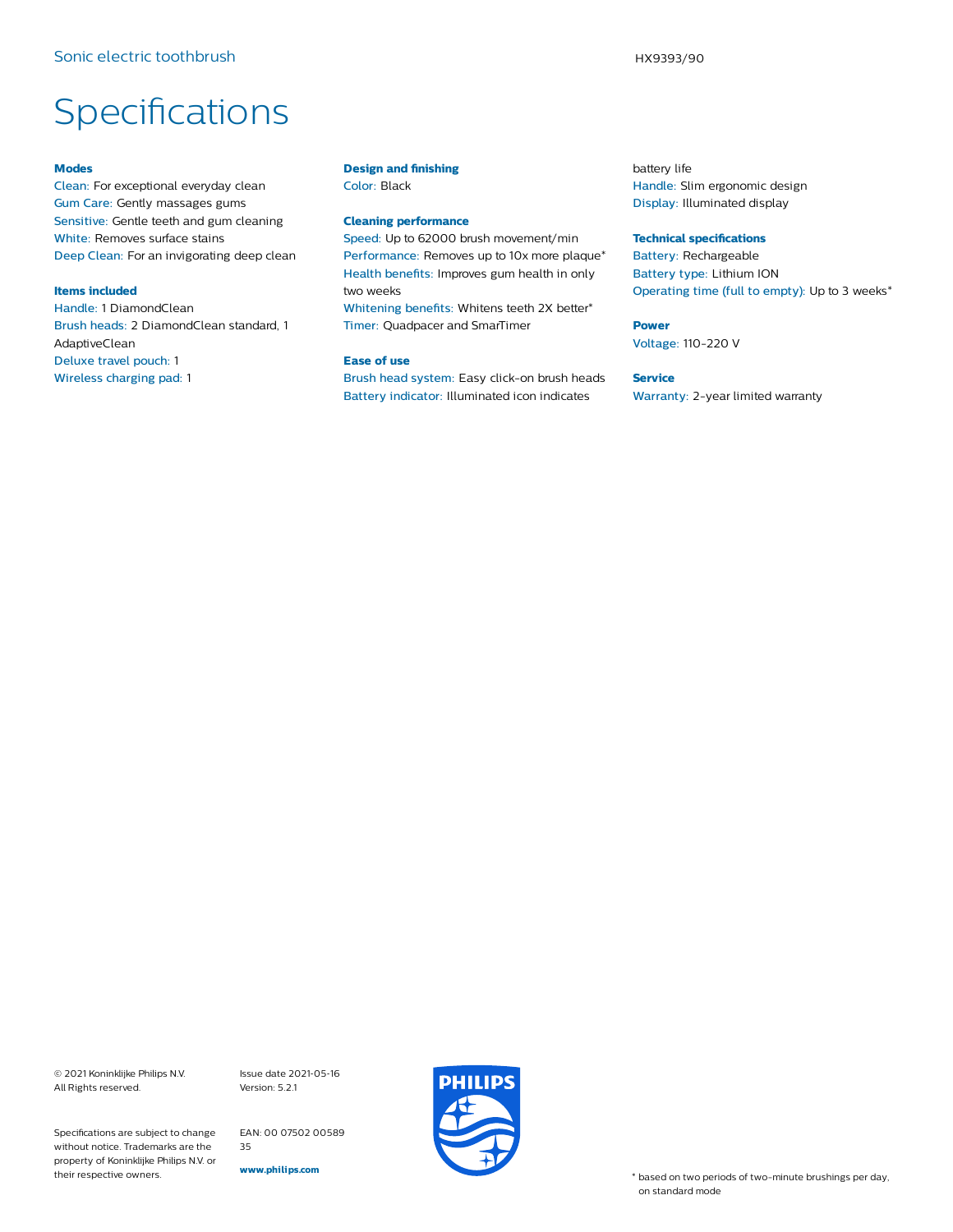Sonic electric toothbrush

HX9393/90

# Specifications

### Modes

- Clean: For exceptional everyday clean
- Gum Care: Gently massages gums
- Sensitive: Gentle teeth and gum cleaning
- White: Removes surface stains
- Deep Clean: For an invigorating deep clean

### Items included

- Handle: 1 DiamondClean
- Brush heads: 2 DiamondClean standard, 1 AdaptiveClean
- Deluxe travel pouch: 1
- Wireless charging pad: 1

### Design and finishing

- Color: Black

### Cleaning performance

- Speed: Up to 62000 brush movement/min
- Performance: Removes up to 10x more plaque*
- Health benefits: Improves gum health in only two weeks
- Whitening benefits: Whitens teeth 2X better*
- Timer: Quadpacer and SmarTimer

### Ease of use

- Brush head system: Easy click-on brush heads
- Battery indicator: Illuminated icon indicates battery life
- Handle: Slim ergonomic design
- Display: Illuminated display

### Technical specifications

- Battery: Rechargeable
- Battery type: Lithium ION
- Operating time (full to empty): Up to 3 weeks*

### Power

- Voltage: 110-220 V

### Service

- Warranty: 2-year limited warranty

© 2021 Koninklijke Philips N.V.
All Rights reserved.

Specifications are subject to change without notice. Trademarks are the property of Koninklijke Philips N.V. or their respective owners.

Issue date 2021-05-16
Version: 5.2.1

EAN: 00 07502 00589 35

**www.philips.com**

PHILIPS

\* based on two periods of two-minute brushings per day, on standard mode